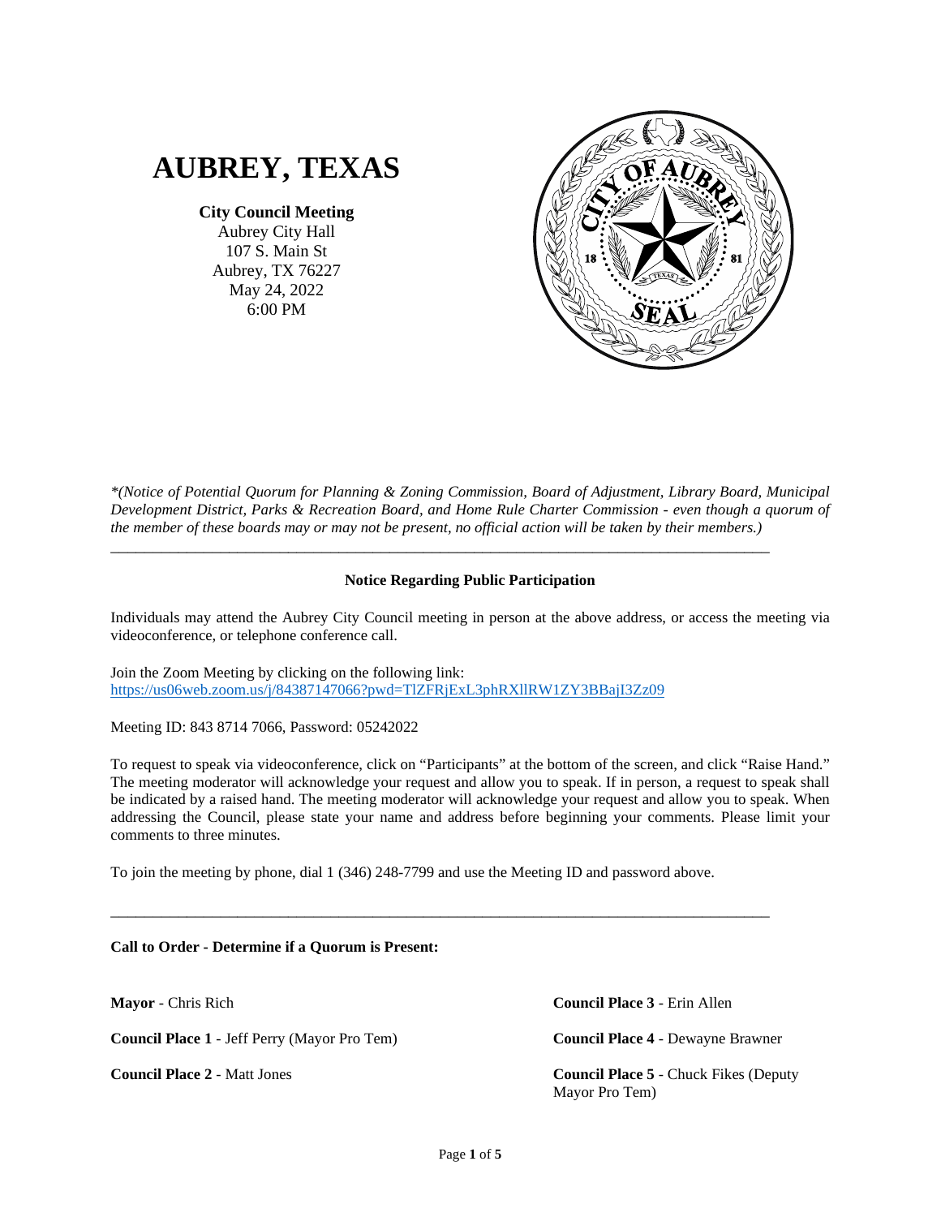# AUBREY, TEXAS

**City Council Meeting**
Aubrey City Hall
107 S. Main St
Aubrey, TX 76227
May 24, 2022
6:00 PM

*\*(Notice of Potential Quorum for Planning & Zoning Commission, Board of Adjustment, Library Board, Municipal Development District, Parks & Recreation Board, and Home Rule Charter Commission - even though a quorum of the member of these boards may or may not be present, no official action will be taken by their members.)*

---

**Notice Regarding Public Participation**

Individuals may attend the Aubrey City Council meeting in person at the above address, or access the meeting via videoconference, or telephone conference call.

Join the Zoom Meeting by clicking on the following link:
https://us06web.zoom.us/j/84387147066?pwd=TlZFRjExL3phRXllRW1ZY3BBajI3Zz09

Meeting ID: 843 8714 7066, Password: 05242022

To request to speak via videoconference, click on "Participants" at the bottom of the screen, and click "Raise Hand." The meeting moderator will acknowledge your request and allow you to speak. If in person, a request to speak shall be indicated by a raised hand. The meeting moderator will acknowledge your request and allow you to speak. When addressing the Council, please state your name and address before beginning your comments. Please limit your comments to three minutes.

To join the meeting by phone, dial 1 (346) 248-7799 and use the Meeting ID and password above.

---

**Call to Order - Determine if a Quorum is Present:**

**Mayor** - Chris Rich

**Council Place 1** - Jeff Perry (Mayor Pro Tem)

**Council Place 2** - Matt Jones

**Council Place 3** - Erin Allen

**Council Place 4** - Dewayne Brawner

**Council Place 5** - Chuck Fikes (Deputy Mayor Pro Tem)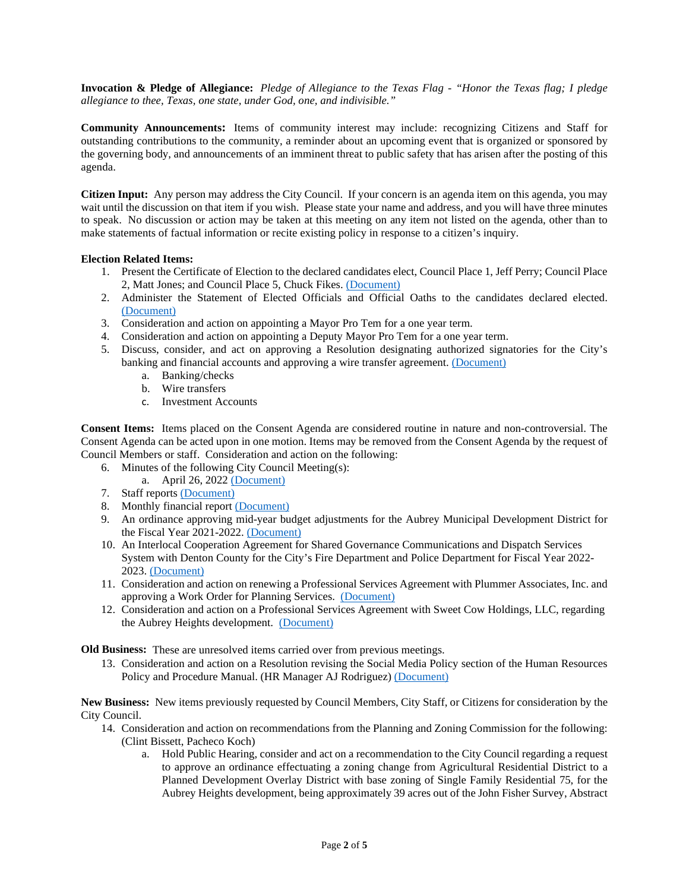**Invocation & Pledge of Allegiance:** *Pledge of Allegiance to the Texas Flag - "Honor the Texas flag; I pledge allegiance to thee, Texas, one state, under God, one, and indivisible."*

**Community Announcements:** Items of community interest may include: recognizing Citizens and Staff for outstanding contributions to the community, a reminder about an upcoming event that is organized or sponsored by the governing body, and announcements of an imminent threat to public safety that has arisen after the posting of this agenda.

**Citizen Input:** Any person may address the City Council. If your concern is an agenda item on this agenda, you may wait until the discussion on that item if you wish. Please state your name and address, and you will have three minutes to speak. No discussion or action may be taken at this meeting on any item not listed on the agenda, other than to make statements of factual information or recite existing policy in response to a citizen's inquiry.

**Election Related Items:**

1. Present the Certificate of Election to the declared candidates elect, Council Place 1, Jeff Perry; Council Place 2, Matt Jones; and Council Place 5, Chuck Fikes. (Document)
2. Administer the Statement of Elected Officials and Official Oaths to the candidates declared elected. (Document)
3. Consideration and action on appointing a Mayor Pro Tem for a one year term.
4. Consideration and action on appointing a Deputy Mayor Pro Tem for a one year term.
5. Discuss, consider, and act on approving a Resolution designating authorized signatories for the City's banking and financial accounts and approving a wire transfer agreement. (Document)
    a. Banking/checks
    b. Wire transfers
    c. Investment Accounts

**Consent Items:** Items placed on the Consent Agenda are considered routine in nature and non-controversial. The Consent Agenda can be acted upon in one motion. Items may be removed from the Consent Agenda by the request of Council Members or staff. Consideration and action on the following:

6. Minutes of the following City Council Meeting(s):
    a. April 26, 2022 (Document)
7. Staff reports (Document)
8. Monthly financial report (Document)
9. An ordinance approving mid-year budget adjustments for the Aubrey Municipal Development District for the Fiscal Year 2021-2022. (Document)
10. An Interlocal Cooperation Agreement for Shared Governance Communications and Dispatch Services System with Denton County for the City's Fire Department and Police Department for Fiscal Year 2022-2023. (Document)
11. Consideration and action on renewing a Professional Services Agreement with Plummer Associates, Inc. and approving a Work Order for Planning Services. (Document)
12. Consideration and action on a Professional Services Agreement with Sweet Cow Holdings, LLC, regarding the Aubrey Heights development. (Document)

**Old Business:** These are unresolved items carried over from previous meetings.

13. Consideration and action on a Resolution revising the Social Media Policy section of the Human Resources Policy and Procedure Manual. (HR Manager AJ Rodriguez) (Document)

**New Business:** New items previously requested by Council Members, City Staff, or Citizens for consideration by the City Council.

14. Consideration and action on recommendations from the Planning and Zoning Commission for the following: (Clint Bissett, Pacheco Koch)
    a. Hold Public Hearing, consider and act on a recommendation to the City Council regarding a request to approve an ordinance effectuating a zoning change from Agricultural Residential District to a Planned Development Overlay District with base zoning of Single Family Residential 75, for the Aubrey Heights development, being approximately 39 acres out of the John Fisher Survey, Abstract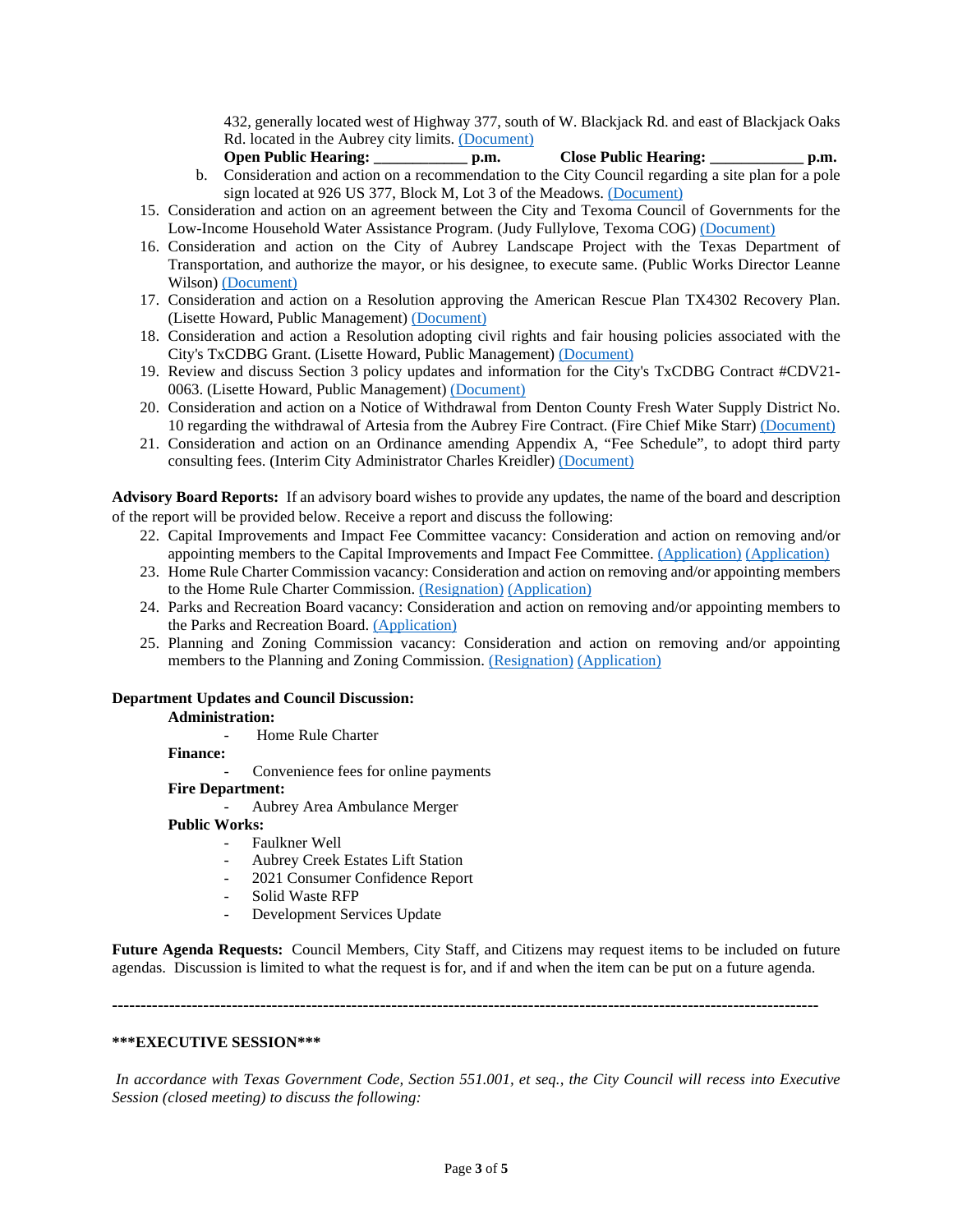432, generally located west of Highway 377, south of W. Blackjack Rd. and east of Blackjack Oaks Rd. located in the Aubrey city limits. (Document)

**Open Public Hearing: ____________ p.m.** **Close Public Hearing: ____________ p.m.**

b. Consideration and action on a recommendation to the City Council regarding a site plan for a pole sign located at 926 US 377, Block M, Lot 3 of the Meadows. (Document)

15. Consideration and action on an agreement between the City and Texoma Council of Governments for the Low-Income Household Water Assistance Program. (Judy Fullylove, Texoma COG) (Document)
16. Consideration and action on the City of Aubrey Landscape Project with the Texas Department of Transportation, and authorize the mayor, or his designee, to execute same. (Public Works Director Leanne Wilson) (Document)
17. Consideration and action on a Resolution approving the American Rescue Plan TX4302 Recovery Plan. (Lisette Howard, Public Management) (Document)
18. Consideration and action a Resolution adopting civil rights and fair housing policies associated with the City's TxCDBG Grant. (Lisette Howard, Public Management) (Document)
19. Review and discuss Section 3 policy updates and information for the City's TxCDBG Contract #CDV21-0063. (Lisette Howard, Public Management) (Document)
20. Consideration and action on a Notice of Withdrawal from Denton County Fresh Water Supply District No. 10 regarding the withdrawal of Artesia from the Aubrey Fire Contract. (Fire Chief Mike Starr) (Document)
21. Consideration and action on an Ordinance amending Appendix A, "Fee Schedule", to adopt third party consulting fees. (Interim City Administrator Charles Kreidler) (Document)

**Advisory Board Reports:** If an advisory board wishes to provide any updates, the name of the board and description of the report will be provided below. Receive a report and discuss the following:

22. Capital Improvements and Impact Fee Committee vacancy: Consideration and action on removing and/or appointing members to the Capital Improvements and Impact Fee Committee. (Application) (Application)
23. Home Rule Charter Commission vacancy: Consideration and action on removing and/or appointing members to the Home Rule Charter Commission. (Resignation) (Application)
24. Parks and Recreation Board vacancy: Consideration and action on removing and/or appointing members to the Parks and Recreation Board. (Application)
25. Planning and Zoning Commission vacancy: Consideration and action on removing and/or appointing members to the Planning and Zoning Commission. (Resignation) (Application)

**Department Updates and Council Discussion:**

**Administration:**
- Home Rule Charter

**Finance:**
- Convenience fees for online payments

**Fire Department:**
- Aubrey Area Ambulance Merger

**Public Works:**
- Faulkner Well
- Aubrey Creek Estates Lift Station
- 2021 Consumer Confidence Report
- Solid Waste RFP
- Development Services Update

**Future Agenda Requests:** Council Members, City Staff, and Citizens may request items to be included on future agendas. Discussion is limited to what the request is for, and if and when the item can be put on a future agenda.

---

**\*\*\*EXECUTIVE SESSION\*\*\***

*In accordance with Texas Government Code, Section 551.001, et seq., the City Council will recess into Executive Session (closed meeting) to discuss the following:*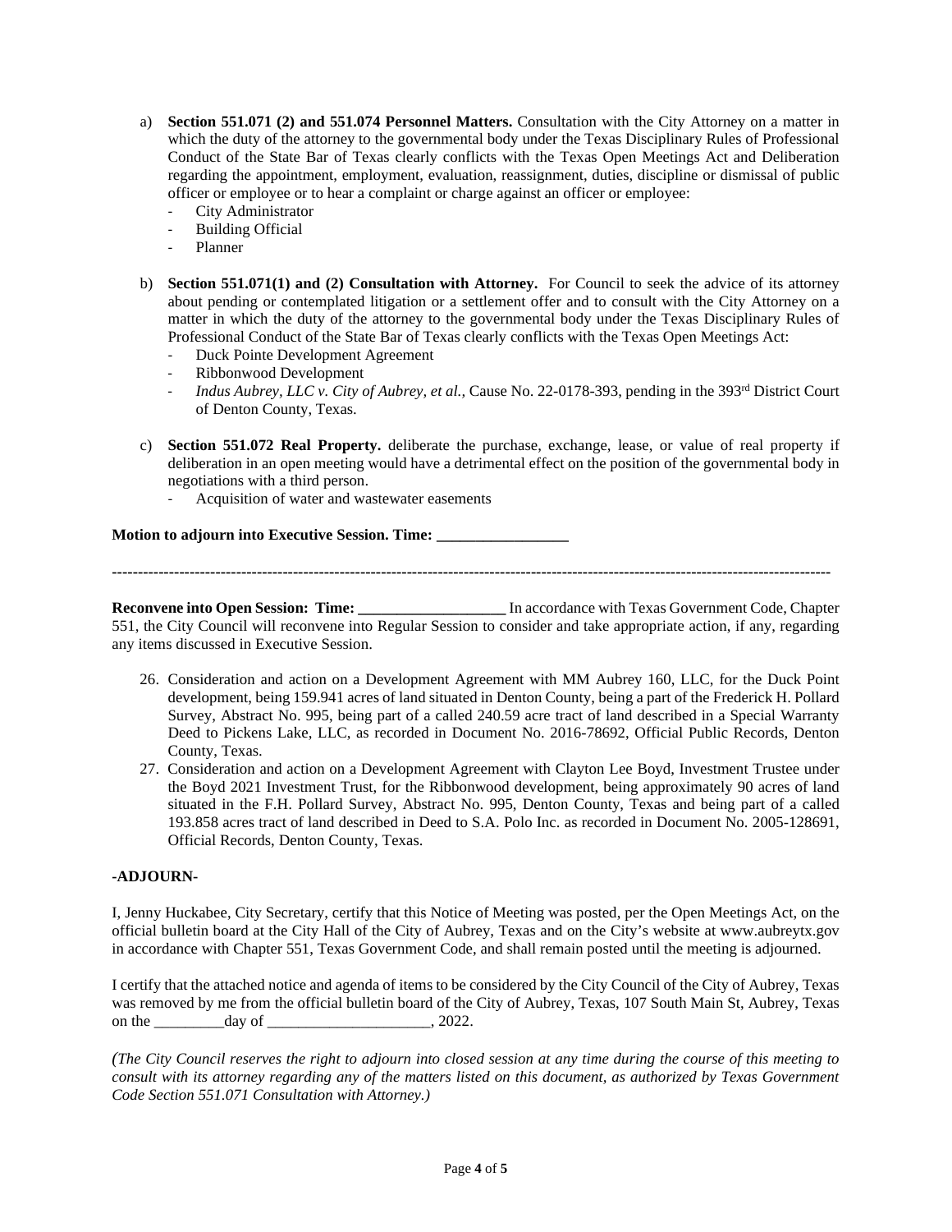a) **Section 551.071 (2) and 551.074 Personnel Matters.** Consultation with the City Attorney on a matter in which the duty of the attorney to the governmental body under the Texas Disciplinary Rules of Professional Conduct of the State Bar of Texas clearly conflicts with the Texas Open Meetings Act and Deliberation regarding the appointment, employment, evaluation, reassignment, duties, discipline or dismissal of public officer or employee or to hear a complaint or charge against an officer or employee:
   - City Administrator
   - Building Official
   - Planner

b) **Section 551.071(1) and (2) Consultation with Attorney.** For Council to seek the advice of its attorney about pending or contemplated litigation or a settlement offer and to consult with the City Attorney on a matter in which the duty of the attorney to the governmental body under the Texas Disciplinary Rules of Professional Conduct of the State Bar of Texas clearly conflicts with the Texas Open Meetings Act:
   - Duck Pointe Development Agreement
   - Ribbonwood Development
   - *Indus Aubrey, LLC v. City of Aubrey, et al.,* Cause No. 22-0178-393, pending in the 393rd District Court of Denton County, Texas.

c) **Section 551.072 Real Property.** deliberate the purchase, exchange, lease, or value of real property if deliberation in an open meeting would have a detrimental effect on the position of the governmental body in negotiations with a third person.
   - Acquisition of water and wastewater easements

**Motion to adjourn into Executive Session. Time: _________________**

---

**Reconvene into Open Session: Time: ___________________** In accordance with Texas Government Code, Chapter 551, the City Council will reconvene into Regular Session to consider and take appropriate action, if any, regarding any items discussed in Executive Session.

26. Consideration and action on a Development Agreement with MM Aubrey 160, LLC, for the Duck Point development, being 159.941 acres of land situated in Denton County, being a part of the Frederick H. Pollard Survey, Abstract No. 995, being part of a called 240.59 acre tract of land described in a Special Warranty Deed to Pickens Lake, LLC, as recorded in Document No. 2016-78692, Official Public Records, Denton County, Texas.
27. Consideration and action on a Development Agreement with Clayton Lee Boyd, Investment Trustee under the Boyd 2021 Investment Trust, for the Ribbonwood development, being approximately 90 acres of land situated in the F.H. Pollard Survey, Abstract No. 995, Denton County, Texas and being part of a called 193.858 acres tract of land described in Deed to S.A. Polo Inc. as recorded in Document No. 2005-128691, Official Records, Denton County, Texas.

**-ADJOURN-**

I, Jenny Huckabee, City Secretary, certify that this Notice of Meeting was posted, per the Open Meetings Act, on the official bulletin board at the City Hall of the City of Aubrey, Texas and on the City's website at www.aubreytx.gov in accordance with Chapter 551, Texas Government Code, and shall remain posted until the meeting is adjourned.

I certify that the attached notice and agenda of items to be considered by the City Council of the City of Aubrey, Texas was removed by me from the official bulletin board of the City of Aubrey, Texas, 107 South Main St, Aubrey, Texas on the _________day of _____________________, 2022.

*(The City Council reserves the right to adjourn into closed session at any time during the course of this meeting to consult with its attorney regarding any of the matters listed on this document, as authorized by Texas Government Code Section 551.071 Consultation with Attorney.)*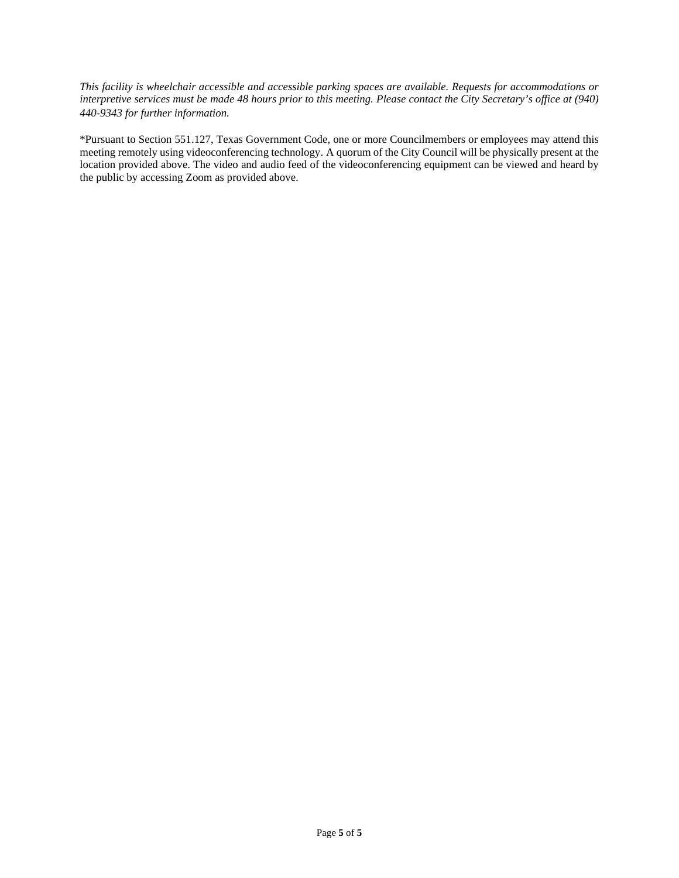*This facility is wheelchair accessible and accessible parking spaces are available. Requests for accommodations or interpretive services must be made 48 hours prior to this meeting. Please contact the City Secretary's office at (940) 440-9343 for further information.*

*Pursuant to Section 551.127, Texas Government Code, one or more Councilmembers or employees may attend this meeting remotely using videoconferencing technology. A quorum of the City Council will be physically present at the location provided above. The video and audio feed of the videoconferencing equipment can be viewed and heard by the public by accessing Zoom as provided above.